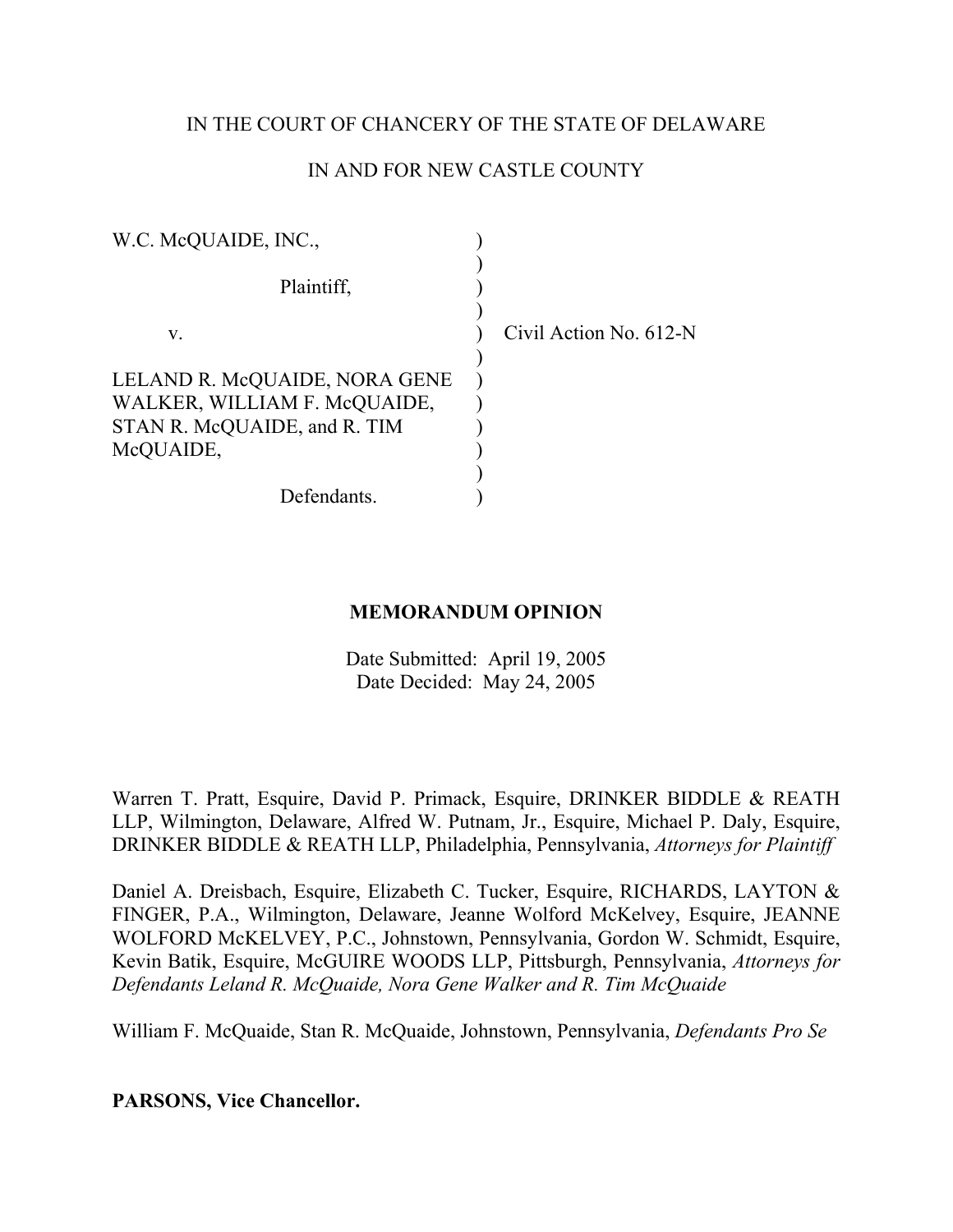IN THE COURT OF CHANCERY OF THE STATE OF DELAWARE

IN AND FOR NEW CASTLE COUNTY

| | | |
|---|---|---|
| W.C. McQUAIDE, INC., | ) | |
| | ) | |
| Plaintiff, | ) | |
| | ) | |
| v. | ) | Civil Action No. 612-N |
| | ) | |
| LELAND R. McQUAIDE, NORA GENE WALKER, WILLIAM F. McQUAIDE, STAN R. McQUAIDE, and R. TIM McQUAIDE, | ) | |
| | ) | |
| Defendants. | ) | |

**MEMORANDUM OPINION**

Date Submitted: April 19, 2005
Date Decided: May 24, 2005

Warren T. Pratt, Esquire, David P. Primack, Esquire, DRINKER BIDDLE & REATH LLP, Wilmington, Delaware, Alfred W. Putnam, Jr., Esquire, Michael P. Daly, Esquire, DRINKER BIDDLE & REATH LLP, Philadelphia, Pennsylvania, *Attorneys for Plaintiff*

Daniel A. Dreisbach, Esquire, Elizabeth C. Tucker, Esquire, RICHARDS, LAYTON & FINGER, P.A., Wilmington, Delaware, Jeanne Wolford McKelvey, Esquire, JEANNE WOLFORD McKELVEY, P.C., Johnstown, Pennsylvania, Gordon W. Schmidt, Esquire, Kevin Batik, Esquire, McGUIRE WOODS LLP, Pittsburgh, Pennsylvania, *Attorneys for Defendants Leland R. McQuaide, Nora Gene Walker and R. Tim McQuaide*

William F. McQuaide, Stan R. McQuaide, Johnstown, Pennsylvania, *Defendants Pro Se*

**PARSONS, Vice Chancellor.**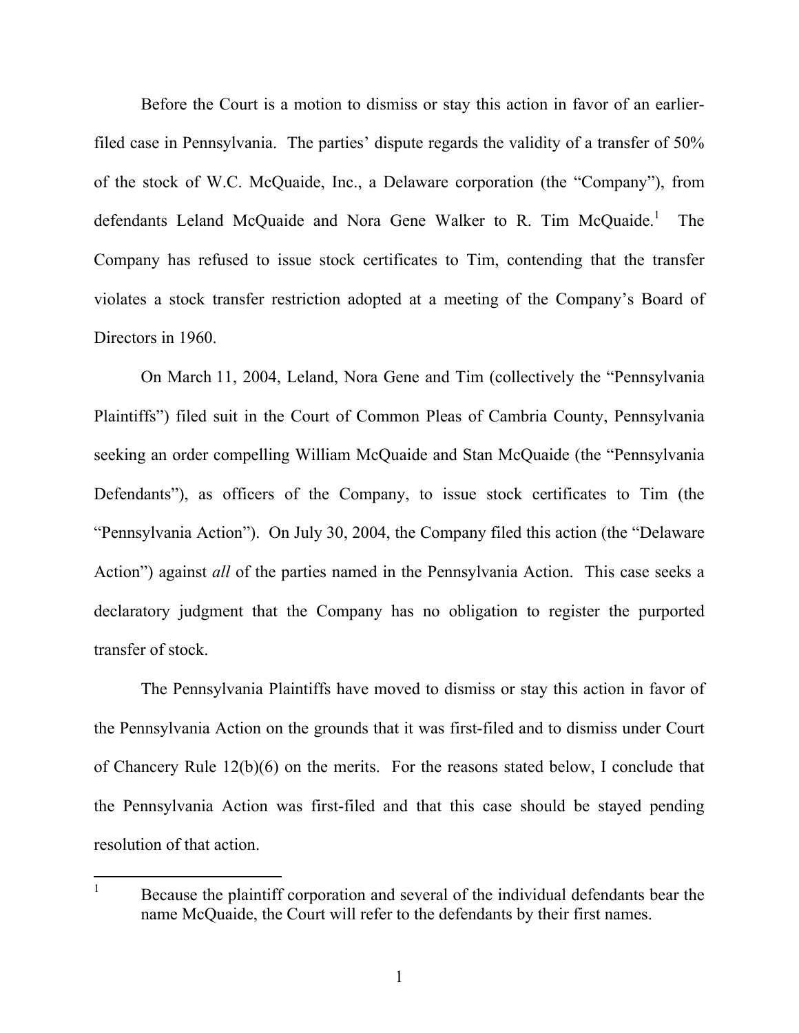Before the Court is a motion to dismiss or stay this action in favor of an earlier-filed case in Pennsylvania. The parties' dispute regards the validity of a transfer of 50% of the stock of W.C. McQuaide, Inc., a Delaware corporation (the "Company"), from defendants Leland McQuaide and Nora Gene Walker to R. Tim McQuaide.[1] The Company has refused to issue stock certificates to Tim, contending that the transfer violates a stock transfer restriction adopted at a meeting of the Company's Board of Directors in 1960.

On March 11, 2004, Leland, Nora Gene and Tim (collectively the "Pennsylvania Plaintiffs") filed suit in the Court of Common Pleas of Cambria County, Pennsylvania seeking an order compelling William McQuaide and Stan McQuaide (the "Pennsylvania Defendants"), as officers of the Company, to issue stock certificates to Tim (the "Pennsylvania Action"). On July 30, 2004, the Company filed this action (the "Delaware Action") against *all* of the parties named in the Pennsylvania Action. This case seeks a declaratory judgment that the Company has no obligation to register the purported transfer of stock.

The Pennsylvania Plaintiffs have moved to dismiss or stay this action in favor of the Pennsylvania Action on the grounds that it was first-filed and to dismiss under Court of Chancery Rule 12(b)(6) on the merits. For the reasons stated below, I conclude that the Pennsylvania Action was first-filed and that this case should be stayed pending resolution of that action.

---

[1] Because the plaintiff corporation and several of the individual defendants bear the name McQuaide, the Court will refer to the defendants by their first names.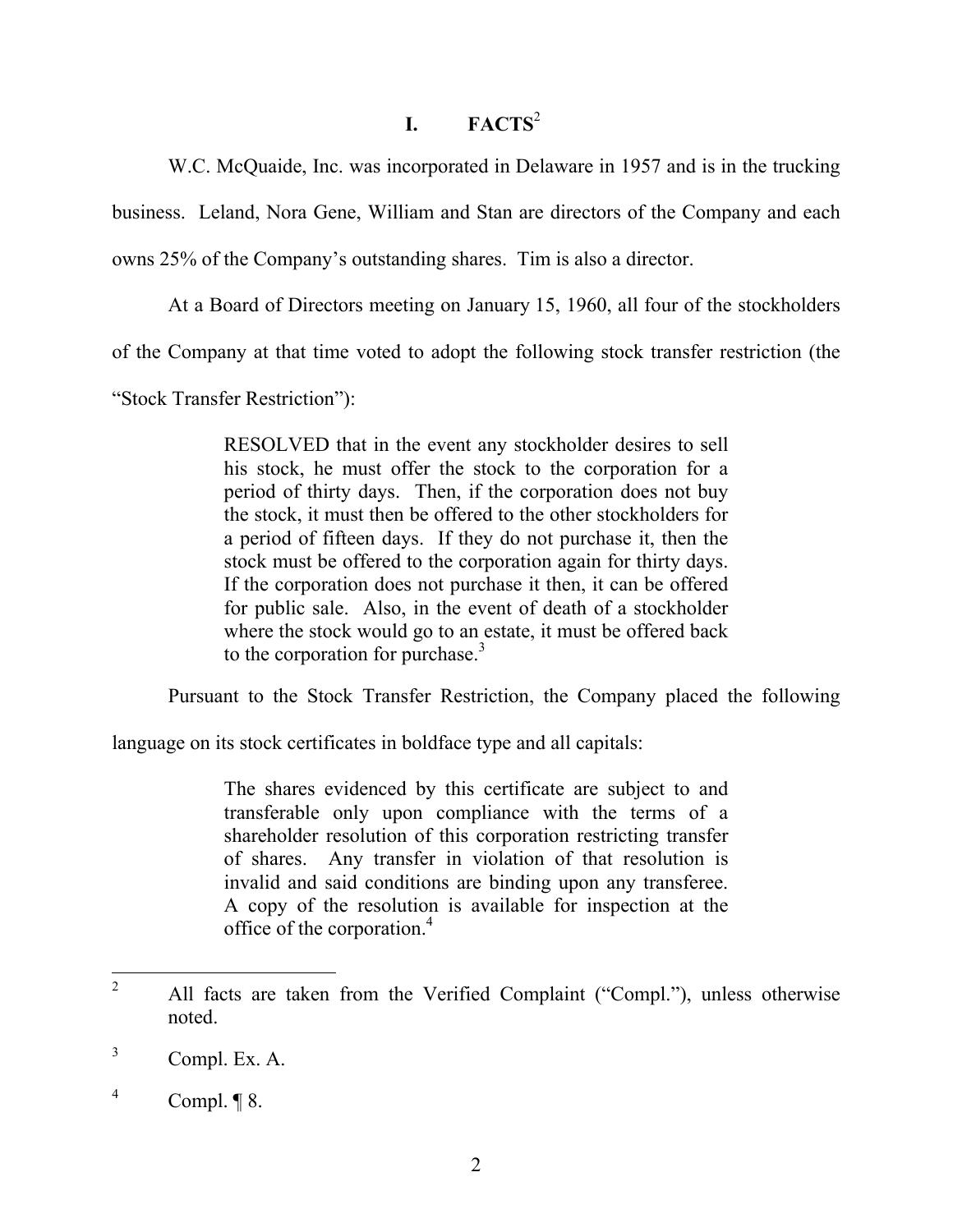## I. FACTS[2]

W.C. McQuaide, Inc. was incorporated in Delaware in 1957 and is in the trucking business. Leland, Nora Gene, William and Stan are directors of the Company and each owns 25% of the Company's outstanding shares. Tim is also a director.

At a Board of Directors meeting on January 15, 1960, all four of the stockholders of the Company at that time voted to adopt the following stock transfer restriction (the "Stock Transfer Restriction"):

> RESOLVED that in the event any stockholder desires to sell his stock, he must offer the stock to the corporation for a period of thirty days. Then, if the corporation does not buy the stock, it must then be offered to the other stockholders for a period of fifteen days. If they do not purchase it, then the stock must be offered to the corporation again for thirty days. If the corporation does not purchase it then, it can be offered for public sale. Also, in the event of death of a stockholder where the stock would go to an estate, it must be offered back to the corporation for purchase.[3]

Pursuant to the Stock Transfer Restriction, the Company placed the following language on its stock certificates in boldface type and all capitals:

> The shares evidenced by this certificate are subject to and transferable only upon compliance with the terms of a shareholder resolution of this corporation restricting transfer of shares. Any transfer in violation of that resolution is invalid and said conditions are binding upon any transferee. A copy of the resolution is available for inspection at the office of the corporation.[4]

---

[2] All facts are taken from the Verified Complaint ("Compl."), unless otherwise noted.

[3] Compl. Ex. A.

[4] Compl. ¶ 8.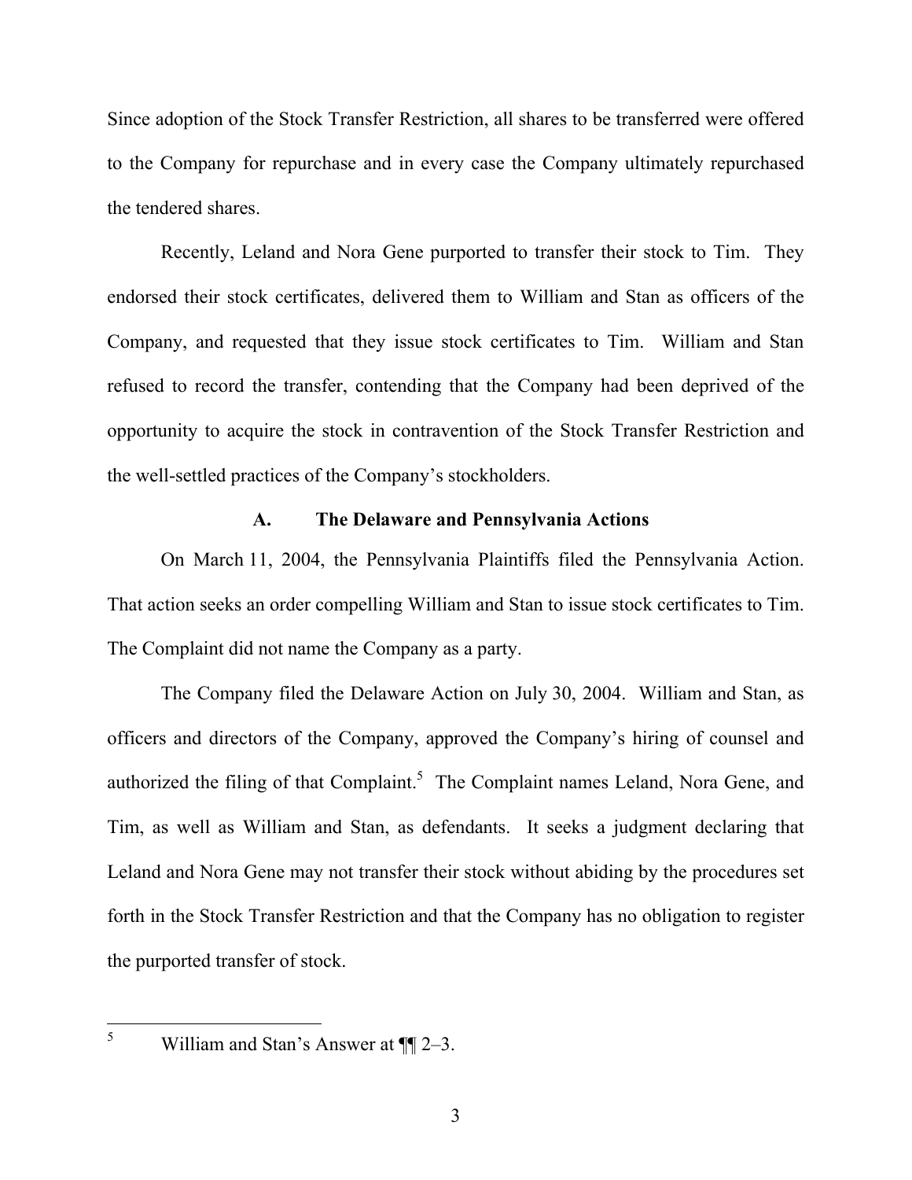Since adoption of the Stock Transfer Restriction, all shares to be transferred were offered to the Company for repurchase and in every case the Company ultimately repurchased the tendered shares.

Recently, Leland and Nora Gene purported to transfer their stock to Tim. They endorsed their stock certificates, delivered them to William and Stan as officers of the Company, and requested that they issue stock certificates to Tim. William and Stan refused to record the transfer, contending that the Company had been deprived of the opportunity to acquire the stock in contravention of the Stock Transfer Restriction and the well-settled practices of the Company's stockholders.

### A. The Delaware and Pennsylvania Actions

On March 11, 2004, the Pennsylvania Plaintiffs filed the Pennsylvania Action. That action seeks an order compelling William and Stan to issue stock certificates to Tim. The Complaint did not name the Company as a party.

The Company filed the Delaware Action on July 30, 2004. William and Stan, as officers and directors of the Company, approved the Company's hiring of counsel and authorized the filing of that Complaint.[5] The Complaint names Leland, Nora Gene, and Tim, as well as William and Stan, as defendants. It seeks a judgment declaring that Leland and Nora Gene may not transfer their stock without abiding by the procedures set forth in the Stock Transfer Restriction and that the Company has no obligation to register the purported transfer of stock.

---

[5] William and Stan's Answer at ¶¶ 2–3.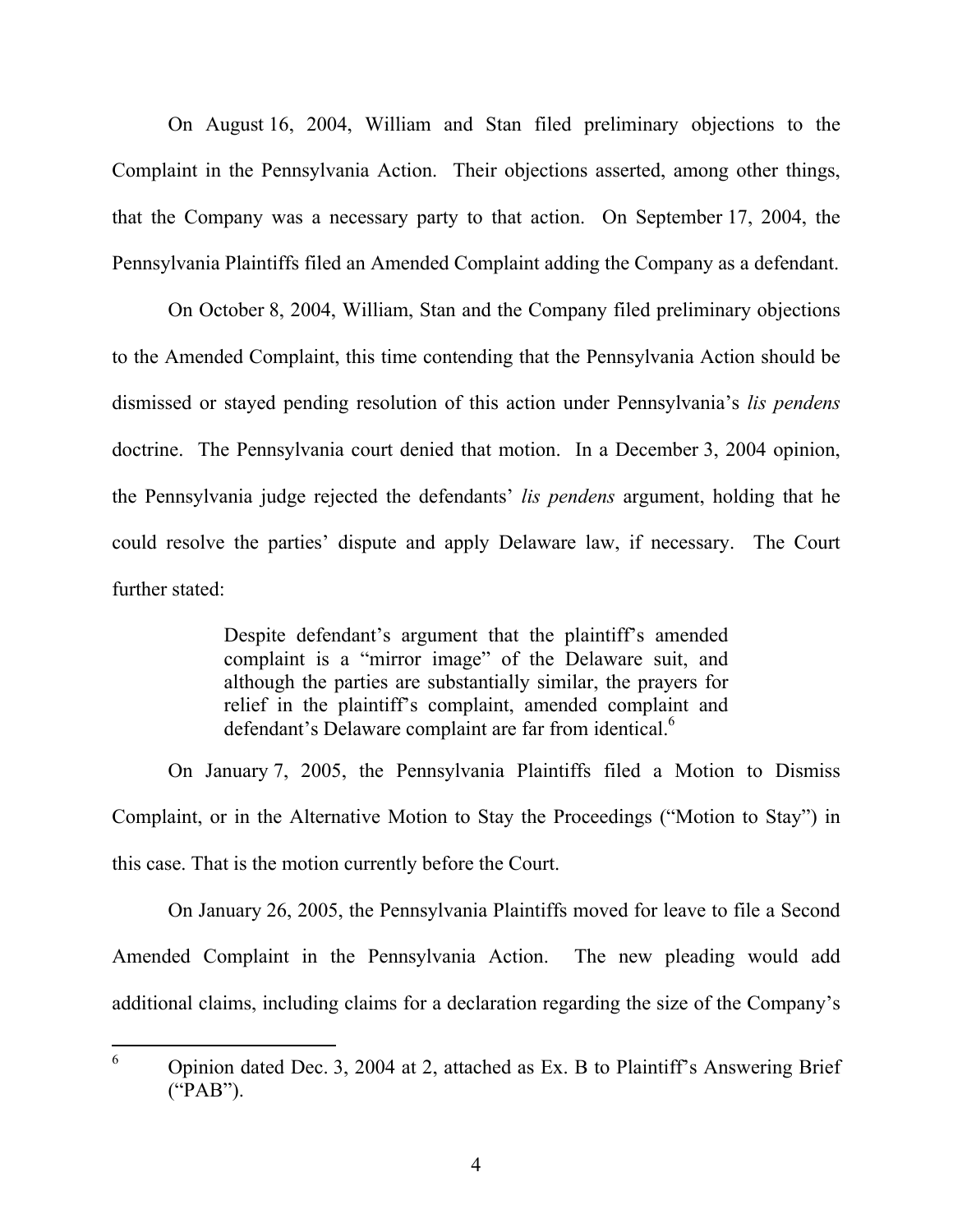On August 16, 2004, William and Stan filed preliminary objections to the Complaint in the Pennsylvania Action. Their objections asserted, among other things, that the Company was a necessary party to that action. On September 17, 2004, the Pennsylvania Plaintiffs filed an Amended Complaint adding the Company as a defendant.

On October 8, 2004, William, Stan and the Company filed preliminary objections to the Amended Complaint, this time contending that the Pennsylvania Action should be dismissed or stayed pending resolution of this action under Pennsylvania's *lis pendens* doctrine. The Pennsylvania court denied that motion. In a December 3, 2004 opinion, the Pennsylvania judge rejected the defendants' *lis pendens* argument, holding that he could resolve the parties' dispute and apply Delaware law, if necessary. The Court further stated:

> Despite defendant's argument that the plaintiff's amended complaint is a "mirror image" of the Delaware suit, and although the parties are substantially similar, the prayers for relief in the plaintiff's complaint, amended complaint and defendant's Delaware complaint are far from identical.[6]

On January 7, 2005, the Pennsylvania Plaintiffs filed a Motion to Dismiss Complaint, or in the Alternative Motion to Stay the Proceedings ("Motion to Stay") in this case. That is the motion currently before the Court.

On January 26, 2005, the Pennsylvania Plaintiffs moved for leave to file a Second Amended Complaint in the Pennsylvania Action. The new pleading would add additional claims, including claims for a declaration regarding the size of the Company's

---

[6] Opinion dated Dec. 3, 2004 at 2, attached as Ex. B to Plaintiff's Answering Brief ("PAB").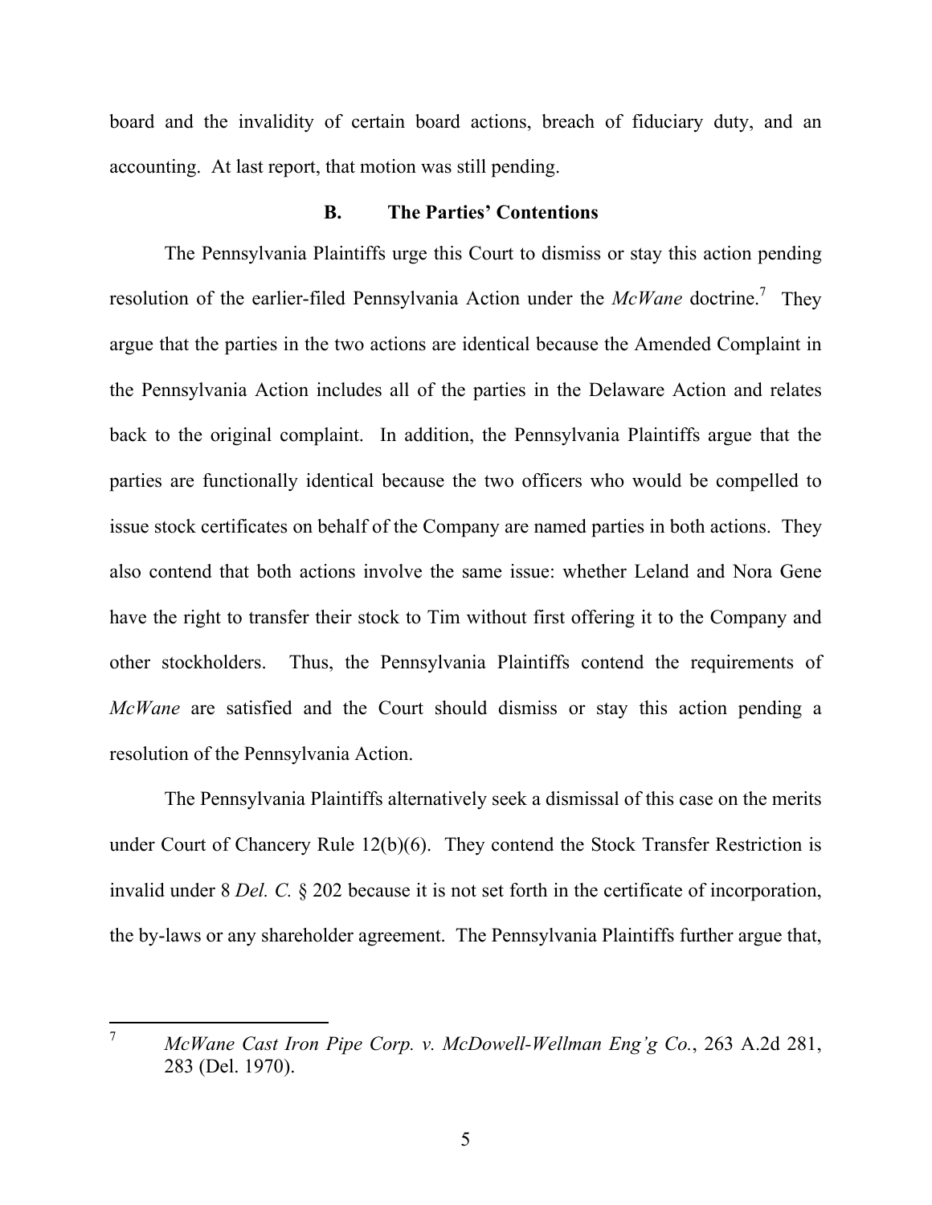board and the invalidity of certain board actions, breach of fiduciary duty, and an accounting. At last report, that motion was still pending.

### B. The Parties' Contentions

The Pennsylvania Plaintiffs urge this Court to dismiss or stay this action pending resolution of the earlier-filed Pennsylvania Action under the *McWane* doctrine.[7] They argue that the parties in the two actions are identical because the Amended Complaint in the Pennsylvania Action includes all of the parties in the Delaware Action and relates back to the original complaint. In addition, the Pennsylvania Plaintiffs argue that the parties are functionally identical because the two officers who would be compelled to issue stock certificates on behalf of the Company are named parties in both actions. They also contend that both actions involve the same issue: whether Leland and Nora Gene have the right to transfer their stock to Tim without first offering it to the Company and other stockholders. Thus, the Pennsylvania Plaintiffs contend the requirements of *McWane* are satisfied and the Court should dismiss or stay this action pending a resolution of the Pennsylvania Action.

The Pennsylvania Plaintiffs alternatively seek a dismissal of this case on the merits under Court of Chancery Rule 12(b)(6). They contend the Stock Transfer Restriction is invalid under 8 *Del. C.* § 202 because it is not set forth in the certificate of incorporation, the by-laws or any shareholder agreement. The Pennsylvania Plaintiffs further argue that,

---

[7] *McWane Cast Iron Pipe Corp. v. McDowell-Wellman Eng'g Co.*, 263 A.2d 281, 283 (Del. 1970).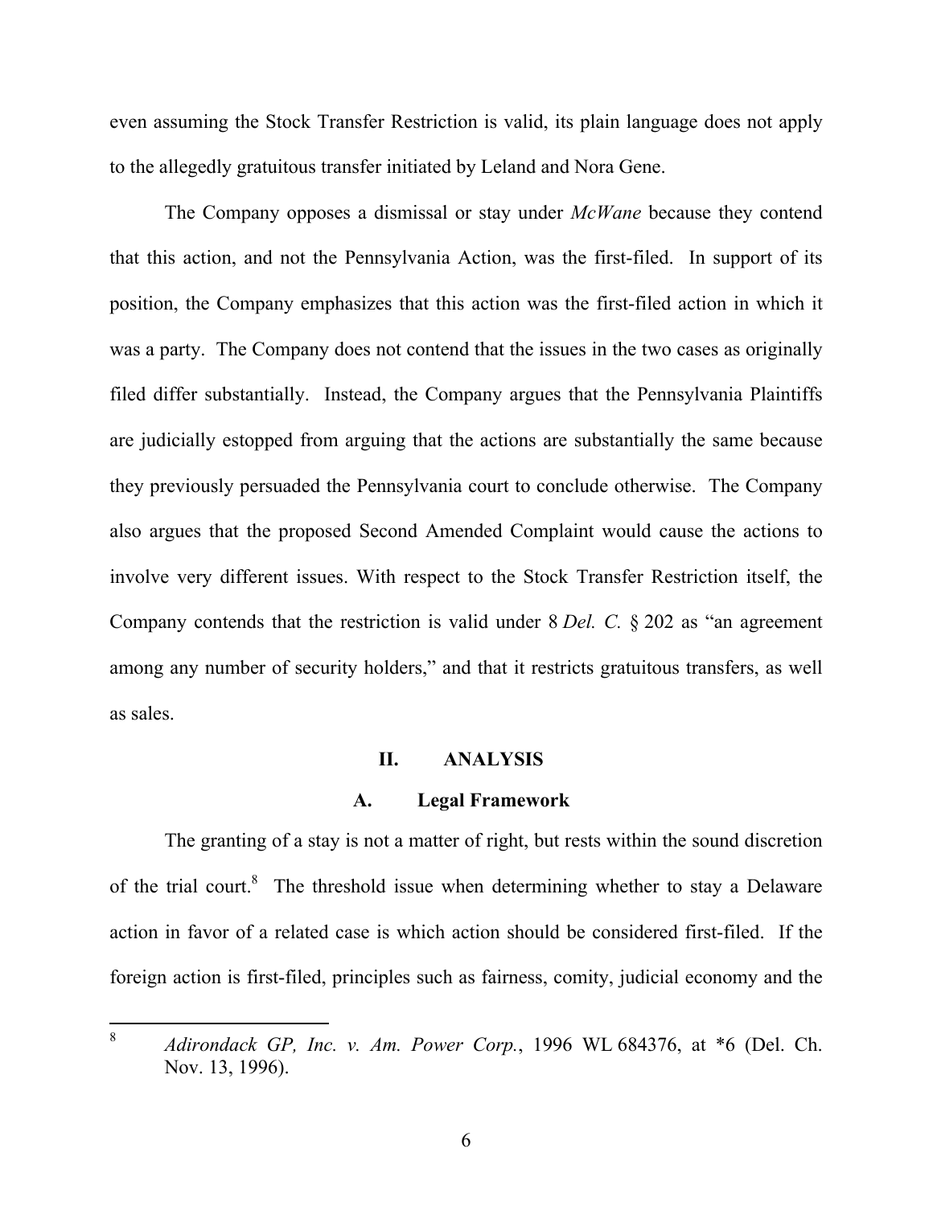even assuming the Stock Transfer Restriction is valid, its plain language does not apply to the allegedly gratuitous transfer initiated by Leland and Nora Gene.

The Company opposes a dismissal or stay under *McWane* because they contend that this action, and not the Pennsylvania Action, was the first-filed. In support of its position, the Company emphasizes that this action was the first-filed action in which it was a party. The Company does not contend that the issues in the two cases as originally filed differ substantially. Instead, the Company argues that the Pennsylvania Plaintiffs are judicially estopped from arguing that the actions are substantially the same because they previously persuaded the Pennsylvania court to conclude otherwise. The Company also argues that the proposed Second Amended Complaint would cause the actions to involve very different issues. With respect to the Stock Transfer Restriction itself, the Company contends that the restriction is valid under 8 *Del. C.* § 202 as "an agreement among any number of security holders," and that it restricts gratuitous transfers, as well as sales.

## II. ANALYSIS

### A. Legal Framework

The granting of a stay is not a matter of right, but rests within the sound discretion of the trial court.[8] The threshold issue when determining whether to stay a Delaware action in favor of a related case is which action should be considered first-filed. If the foreign action is first-filed, principles such as fairness, comity, judicial economy and the

---

[8] *Adirondack GP, Inc. v. Am. Power Corp.*, 1996 WL 684376, at *6 (Del. Ch. Nov. 13, 1996).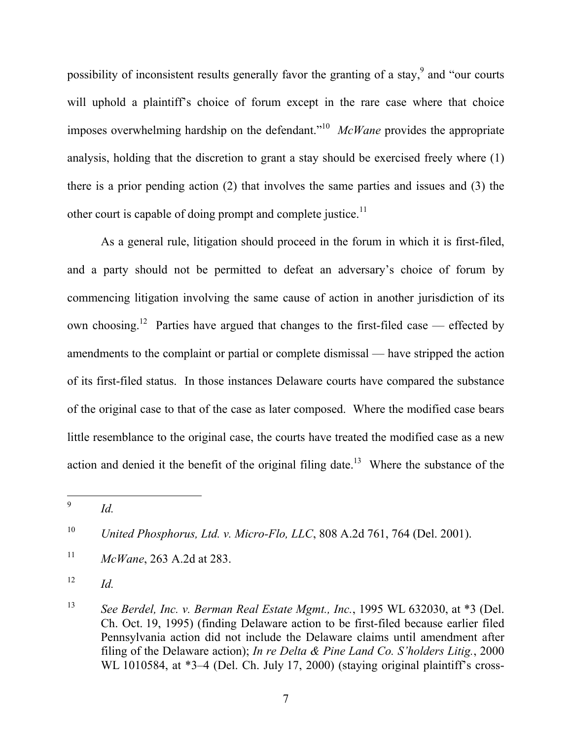possibility of inconsistent results generally favor the granting of a stay,[9] and "our courts will uphold a plaintiff's choice of forum except in the rare case where that choice imposes overwhelming hardship on the defendant."[10] *McWane* provides the appropriate analysis, holding that the discretion to grant a stay should be exercised freely where (1) there is a prior pending action (2) that involves the same parties and issues and (3) the other court is capable of doing prompt and complete justice.[11]

As a general rule, litigation should proceed in the forum in which it is first-filed, and a party should not be permitted to defeat an adversary's choice of forum by commencing litigation involving the same cause of action in another jurisdiction of its own choosing.[12] Parties have argued that changes to the first-filed case — effected by amendments to the complaint or partial or complete dismissal — have stripped the action of its first-filed status. In those instances Delaware courts have compared the substance of the original case to that of the case as later composed. Where the modified case bears little resemblance to the original case, the courts have treated the modified case as a new action and denied it the benefit of the original filing date.[13] Where the substance of the

---

[9] *Id.*

[10] *United Phosphorus, Ltd. v. Micro-Flo, LLC*, 808 A.2d 761, 764 (Del. 2001).

[11] *McWane*, 263 A.2d at 283.

[12] *Id.*

[13] *See Berdel, Inc. v. Berman Real Estate Mgmt., Inc.*, 1995 WL 632030, at *3 (Del. Ch. Oct. 19, 1995) (finding Delaware action to be first-filed because earlier filed Pennsylvania action did not include the Delaware claims until amendment after filing of the Delaware action); *In re Delta & Pine Land Co. S'holders Litig.*, 2000 WL 1010584, at *3–4 (Del. Ch. July 17, 2000) (staying original plaintiff's cross-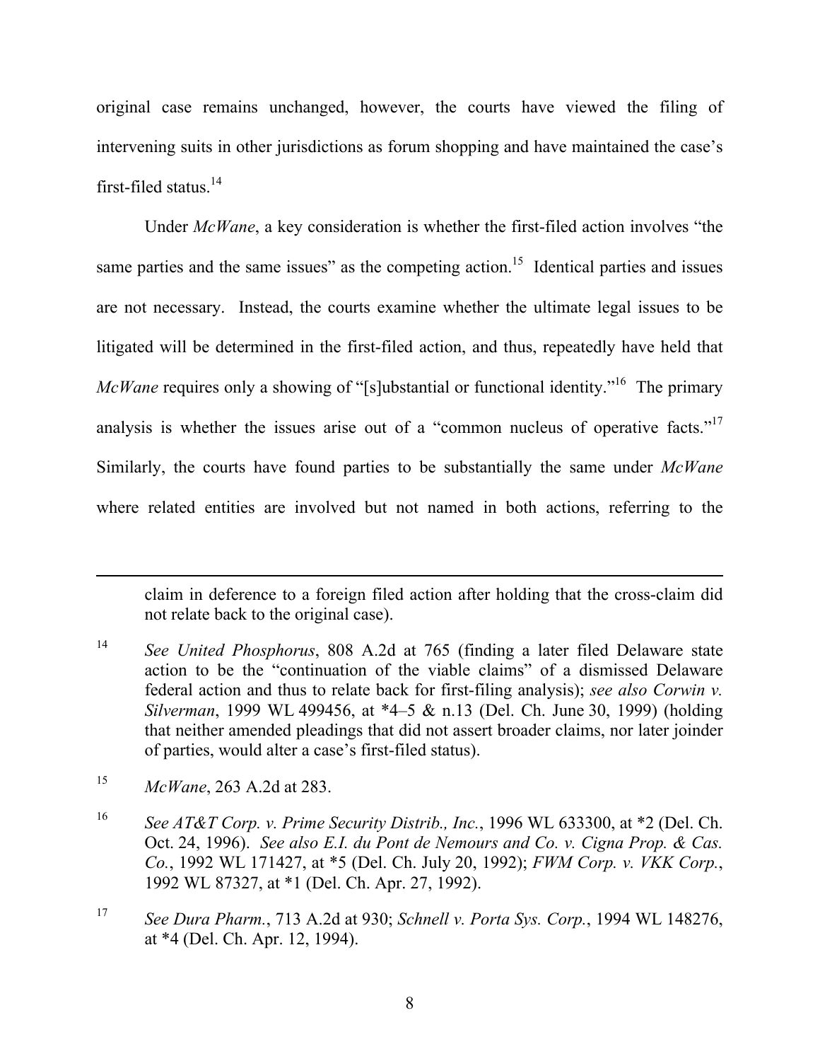original case remains unchanged, however, the courts have viewed the filing of intervening suits in other jurisdictions as forum shopping and have maintained the case's first-filed status.[14]

Under *McWane*, a key consideration is whether the first-filed action involves "the same parties and the same issues" as the competing action.[15] Identical parties and issues are not necessary. Instead, the courts examine whether the ultimate legal issues to be litigated will be determined in the first-filed action, and thus, repeatedly have held that *McWane* requires only a showing of "[s]ubstantial or functional identity."[16] The primary analysis is whether the issues arise out of a "common nucleus of operative facts."[17] Similarly, the courts have found parties to be substantially the same under *McWane* where related entities are involved but not named in both actions, referring to the

---

claim in deference to a foreign filed action after holding that the cross-claim did not relate back to the original case).

[14] *See United Phosphorus*, 808 A.2d at 765 (finding a later filed Delaware state action to be the "continuation of the viable claims" of a dismissed Delaware federal action and thus to relate back for first-filing analysis); *see also Corwin v. Silverman*, 1999 WL 499456, at *4–5 & n.13 (Del. Ch. June 30, 1999) (holding that neither amended pleadings that did not assert broader claims, nor later joinder of parties, would alter a case's first-filed status).

[15] *McWane*, 263 A.2d at 283.

[16] *See AT&T Corp. v. Prime Security Distrib., Inc.*, 1996 WL 633300, at *2 (Del. Ch. Oct. 24, 1996). *See also E.I. du Pont de Nemours and Co. v. Cigna Prop. & Cas. Co.*, 1992 WL 171427, at *5 (Del. Ch. July 20, 1992); *FWM Corp. v. VKK Corp.*, 1992 WL 87327, at *1 (Del. Ch. Apr. 27, 1992).

[17] *See Dura Pharm.*, 713 A.2d at 930; *Schnell v. Porta Sys. Corp.*, 1994 WL 148276, at *4 (Del. Ch. Apr. 12, 1994).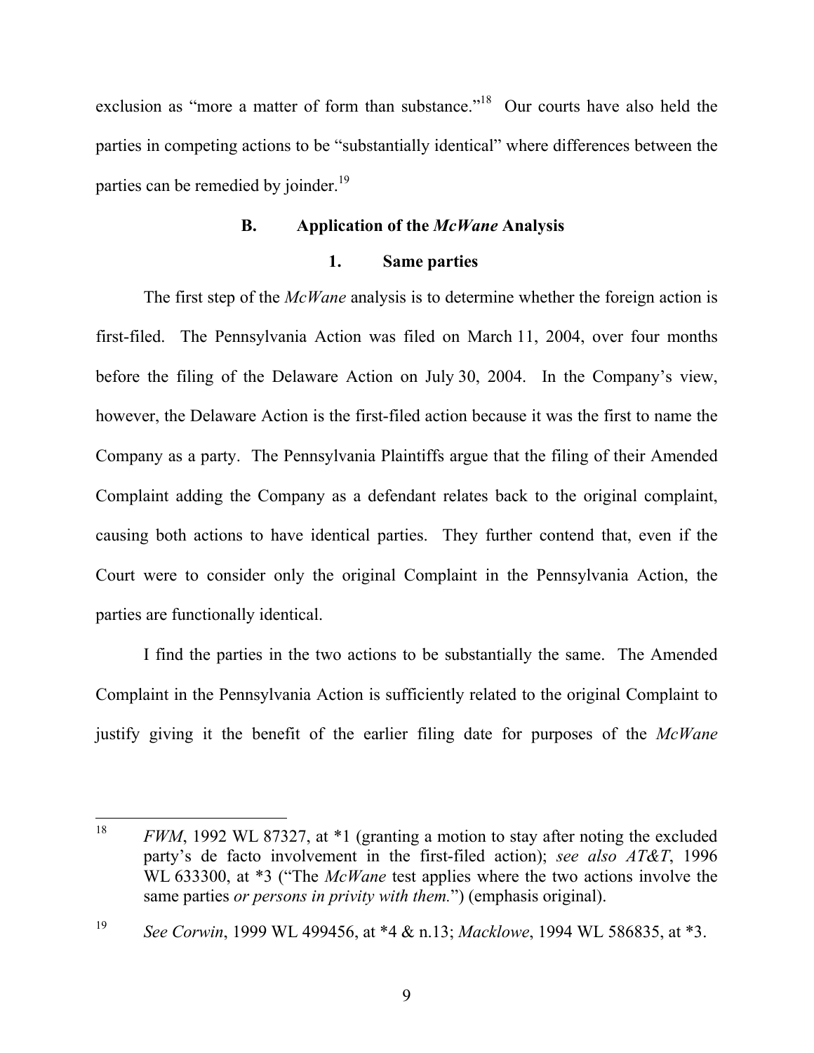exclusion as "more a matter of form than substance."[18] Our courts have also held the parties in competing actions to be "substantially identical" where differences between the parties can be remedied by joinder.[19]

### B. Application of the *McWane* Analysis

#### 1. Same parties

The first step of the *McWane* analysis is to determine whether the foreign action is first-filed. The Pennsylvania Action was filed on March 11, 2004, over four months before the filing of the Delaware Action on July 30, 2004. In the Company's view, however, the Delaware Action is the first-filed action because it was the first to name the Company as a party. The Pennsylvania Plaintiffs argue that the filing of their Amended Complaint adding the Company as a defendant relates back to the original complaint, causing both actions to have identical parties. They further contend that, even if the Court were to consider only the original Complaint in the Pennsylvania Action, the parties are functionally identical.

I find the parties in the two actions to be substantially the same. The Amended Complaint in the Pennsylvania Action is sufficiently related to the original Complaint to justify giving it the benefit of the earlier filing date for purposes of the *McWane*

---

[18] *FWM*, 1992 WL 87327, at *1 (granting a motion to stay after noting the excluded party's de facto involvement in the first-filed action); *see also AT&T*, 1996 WL 633300, at *3 ("The *McWane* test applies where the two actions involve the same parties *or persons in privity with them.*") (emphasis original).

[19] *See Corwin*, 1999 WL 499456, at *4 & n.13; *Macklowe*, 1994 WL 586835, at *3.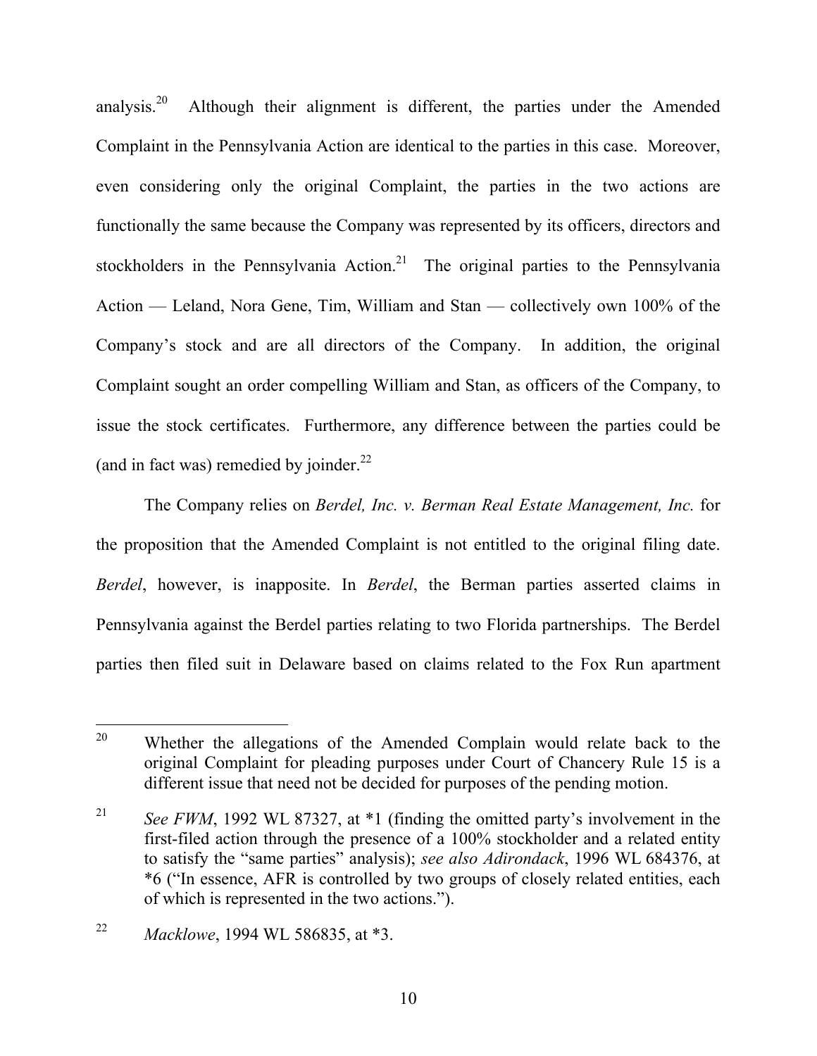analysis.[20] Although their alignment is different, the parties under the Amended Complaint in the Pennsylvania Action are identical to the parties in this case. Moreover, even considering only the original Complaint, the parties in the two actions are functionally the same because the Company was represented by its officers, directors and stockholders in the Pennsylvania Action.[21] The original parties to the Pennsylvania Action — Leland, Nora Gene, Tim, William and Stan — collectively own 100% of the Company's stock and are all directors of the Company. In addition, the original Complaint sought an order compelling William and Stan, as officers of the Company, to issue the stock certificates. Furthermore, any difference between the parties could be (and in fact was) remedied by joinder.[22]

The Company relies on *Berdel, Inc. v. Berman Real Estate Management, Inc.* for the proposition that the Amended Complaint is not entitled to the original filing date. *Berdel*, however, is inapposite. In *Berdel*, the Berman parties asserted claims in Pennsylvania against the Berdel parties relating to two Florida partnerships. The Berdel parties then filed suit in Delaware based on claims related to the Fox Run apartment

---

[20] Whether the allegations of the Amended Complain would relate back to the original Complaint for pleading purposes under Court of Chancery Rule 15 is a different issue that need not be decided for purposes of the pending motion.

[21] *See FWM*, 1992 WL 87327, at *1 (finding the omitted party's involvement in the first-filed action through the presence of a 100% stockholder and a related entity to satisfy the "same parties" analysis); *see also Adirondack*, 1996 WL 684376, at *6 ("In essence, AFR is controlled by two groups of closely related entities, each of which is represented in the two actions.").

[22] *Macklowe*, 1994 WL 586835, at *3.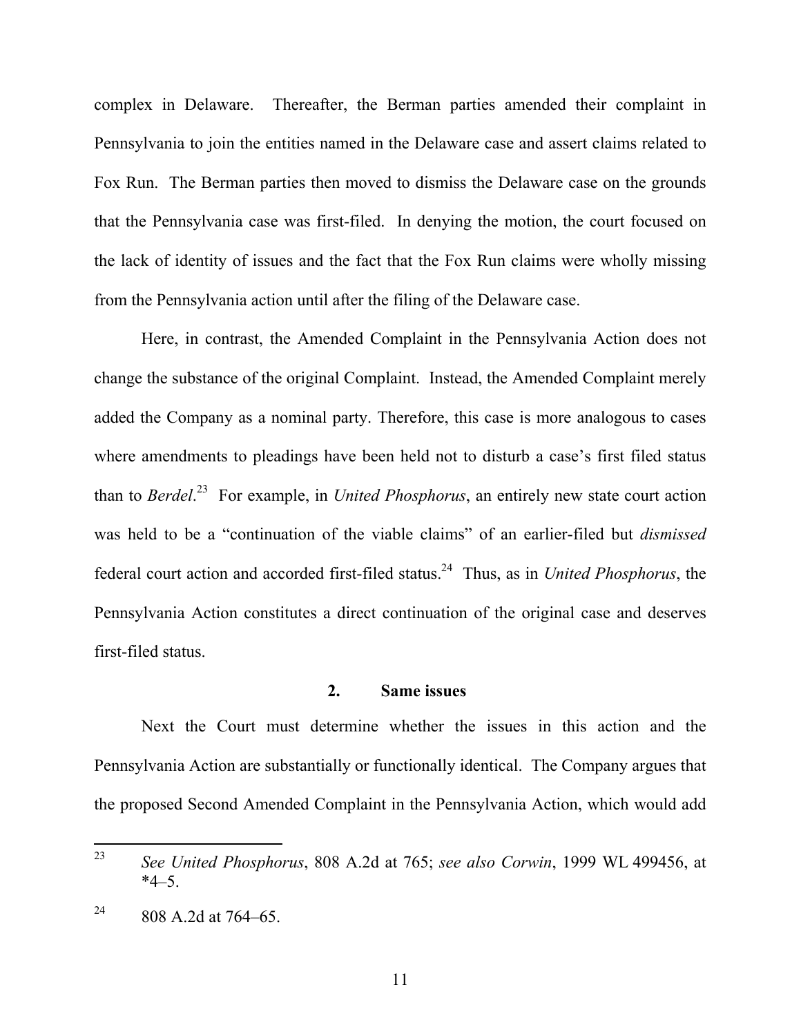complex in Delaware. Thereafter, the Berman parties amended their complaint in Pennsylvania to join the entities named in the Delaware case and assert claims related to Fox Run. The Berman parties then moved to dismiss the Delaware case on the grounds that the Pennsylvania case was first-filed. In denying the motion, the court focused on the lack of identity of issues and the fact that the Fox Run claims were wholly missing from the Pennsylvania action until after the filing of the Delaware case.

Here, in contrast, the Amended Complaint in the Pennsylvania Action does not change the substance of the original Complaint. Instead, the Amended Complaint merely added the Company as a nominal party. Therefore, this case is more analogous to cases where amendments to pleadings have been held not to disturb a case's first filed status than to *Berdel*.[23] For example, in *United Phosphorus*, an entirely new state court action was held to be a "continuation of the viable claims" of an earlier-filed but *dismissed* federal court action and accorded first-filed status.[24] Thus, as in *United Phosphorus*, the Pennsylvania Action constitutes a direct continuation of the original case and deserves first-filed status.

### 2. Same issues

Next the Court must determine whether the issues in this action and the Pennsylvania Action are substantially or functionally identical. The Company argues that the proposed Second Amended Complaint in the Pennsylvania Action, which would add

---

[23] *See United Phosphorus*, 808 A.2d at 765; *see also Corwin*, 1999 WL 499456, at *4–5.

[24] 808 A.2d at 764–65.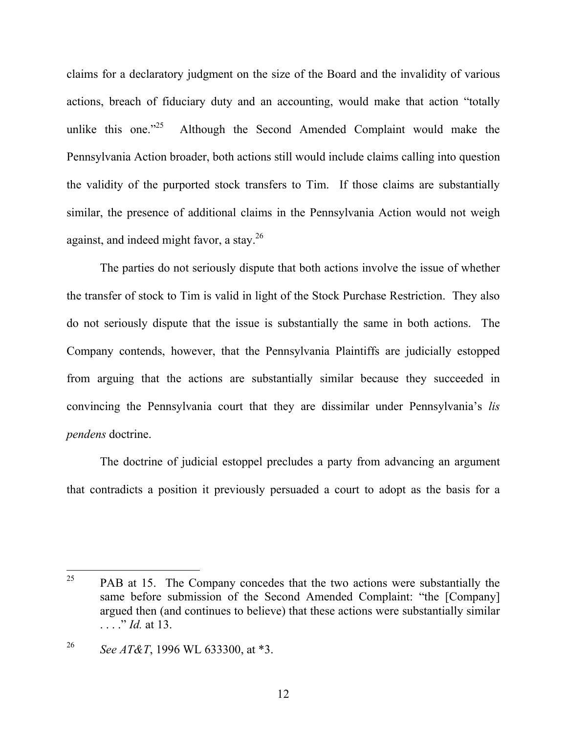claims for a declaratory judgment on the size of the Board and the invalidity of various actions, breach of fiduciary duty and an accounting, would make that action "totally unlike this one."[25] Although the Second Amended Complaint would make the Pennsylvania Action broader, both actions still would include claims calling into question the validity of the purported stock transfers to Tim. If those claims are substantially similar, the presence of additional claims in the Pennsylvania Action would not weigh against, and indeed might favor, a stay.[26]

The parties do not seriously dispute that both actions involve the issue of whether the transfer of stock to Tim is valid in light of the Stock Purchase Restriction. They also do not seriously dispute that the issue is substantially the same in both actions. The Company contends, however, that the Pennsylvania Plaintiffs are judicially estopped from arguing that the actions are substantially similar because they succeeded in convincing the Pennsylvania court that they are dissimilar under Pennsylvania's *lis pendens* doctrine.

The doctrine of judicial estoppel precludes a party from advancing an argument that contradicts a position it previously persuaded a court to adopt as the basis for a

---

[25] PAB at 15. The Company concedes that the two actions were substantially the same before submission of the Second Amended Complaint: "the [Company] argued then (and continues to believe) that these actions were substantially similar . . . ." *Id.* at 13.

[26] *See AT&T*, 1996 WL 633300, at *3.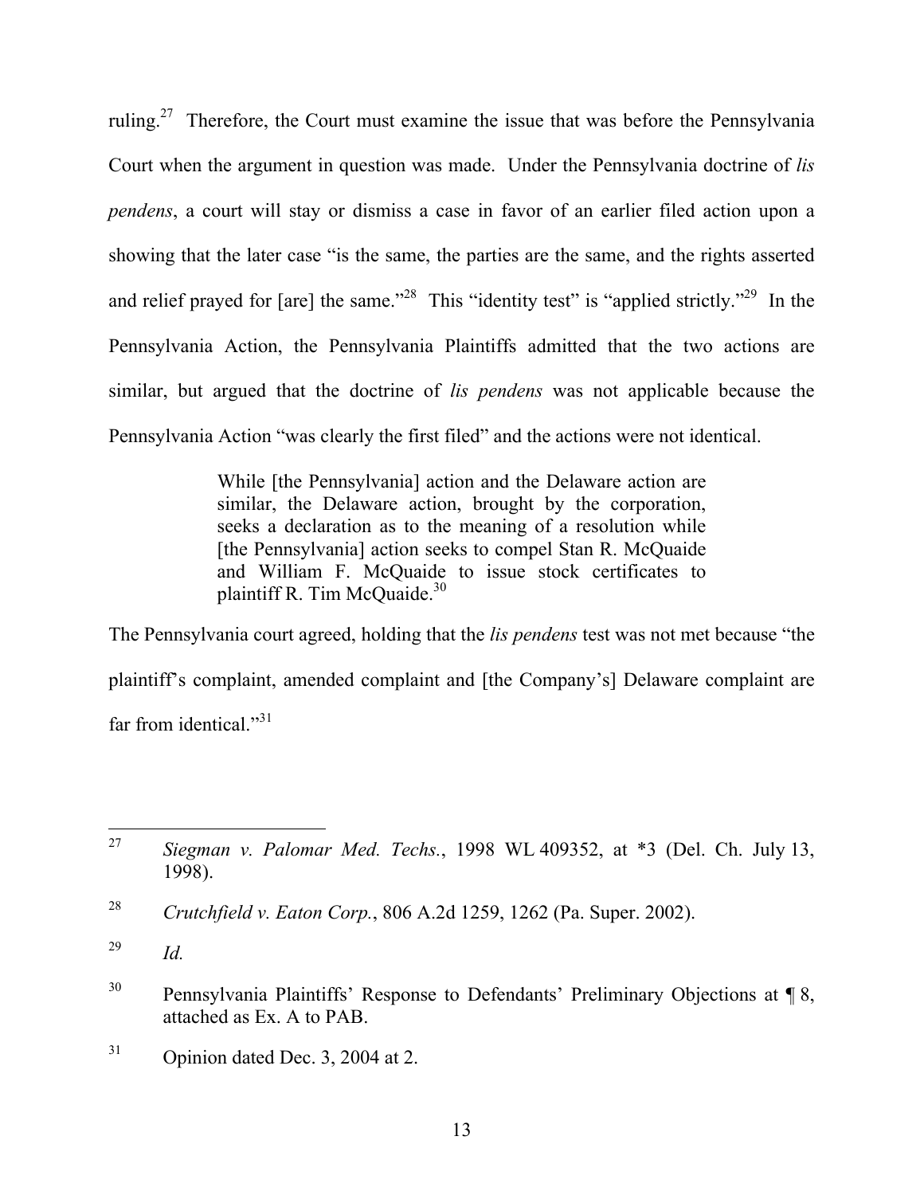ruling.[27] Therefore, the Court must examine the issue that was before the Pennsylvania Court when the argument in question was made. Under the Pennsylvania doctrine of *lis pendens*, a court will stay or dismiss a case in favor of an earlier filed action upon a showing that the later case "is the same, the parties are the same, and the rights asserted and relief prayed for [are] the same."[28] This "identity test" is "applied strictly."[29] In the Pennsylvania Action, the Pennsylvania Plaintiffs admitted that the two actions are similar, but argued that the doctrine of *lis pendens* was not applicable because the Pennsylvania Action "was clearly the first filed" and the actions were not identical.

> While [the Pennsylvania] action and the Delaware action are similar, the Delaware action, brought by the corporation, seeks a declaration as to the meaning of a resolution while [the Pennsylvania] action seeks to compel Stan R. McQuaide and William F. McQuaide to issue stock certificates to plaintiff R. Tim McQuaide.[30]

The Pennsylvania court agreed, holding that the *lis pendens* test was not met because "the plaintiff's complaint, amended complaint and [the Company's] Delaware complaint are far from identical."[31]

---

[27] *Siegman v. Palomar Med. Techs.*, 1998 WL 409352, at *3 (Del. Ch. July 13, 1998).

[28] *Crutchfield v. Eaton Corp.*, 806 A.2d 1259, 1262 (Pa. Super. 2002).

[29] *Id.*

[30] Pennsylvania Plaintiffs' Response to Defendants' Preliminary Objections at ¶ 8, attached as Ex. A to PAB.

[31] Opinion dated Dec. 3, 2004 at 2.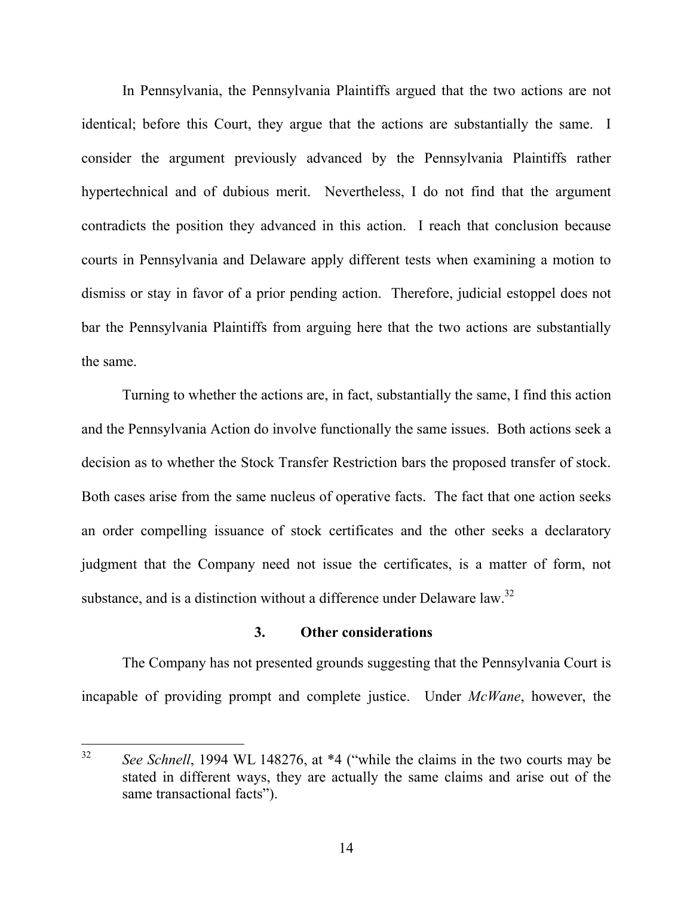In Pennsylvania, the Pennsylvania Plaintiffs argued that the two actions are not identical; before this Court, they argue that the actions are substantially the same. I consider the argument previously advanced by the Pennsylvania Plaintiffs rather hypertechnical and of dubious merit. Nevertheless, I do not find that the argument contradicts the position they advanced in this action. I reach that conclusion because courts in Pennsylvania and Delaware apply different tests when examining a motion to dismiss or stay in favor of a prior pending action. Therefore, judicial estoppel does not bar the Pennsylvania Plaintiffs from arguing here that the two actions are substantially the same.

Turning to whether the actions are, in fact, substantially the same, I find this action and the Pennsylvania Action do involve functionally the same issues. Both actions seek a decision as to whether the Stock Transfer Restriction bars the proposed transfer of stock. Both cases arise from the same nucleus of operative facts. The fact that one action seeks an order compelling issuance of stock certificates and the other seeks a declaratory judgment that the Company need not issue the certificates, is a matter of form, not substance, and is a distinction without a difference under Delaware law.[32]

### 3. Other considerations

The Company has not presented grounds suggesting that the Pennsylvania Court is incapable of providing prompt and complete justice. Under *McWane*, however, the

---

[32] *See Schnell*, 1994 WL 148276, at *4 ("while the claims in the two courts may be stated in different ways, they are actually the same claims and arise out of the same transactional facts").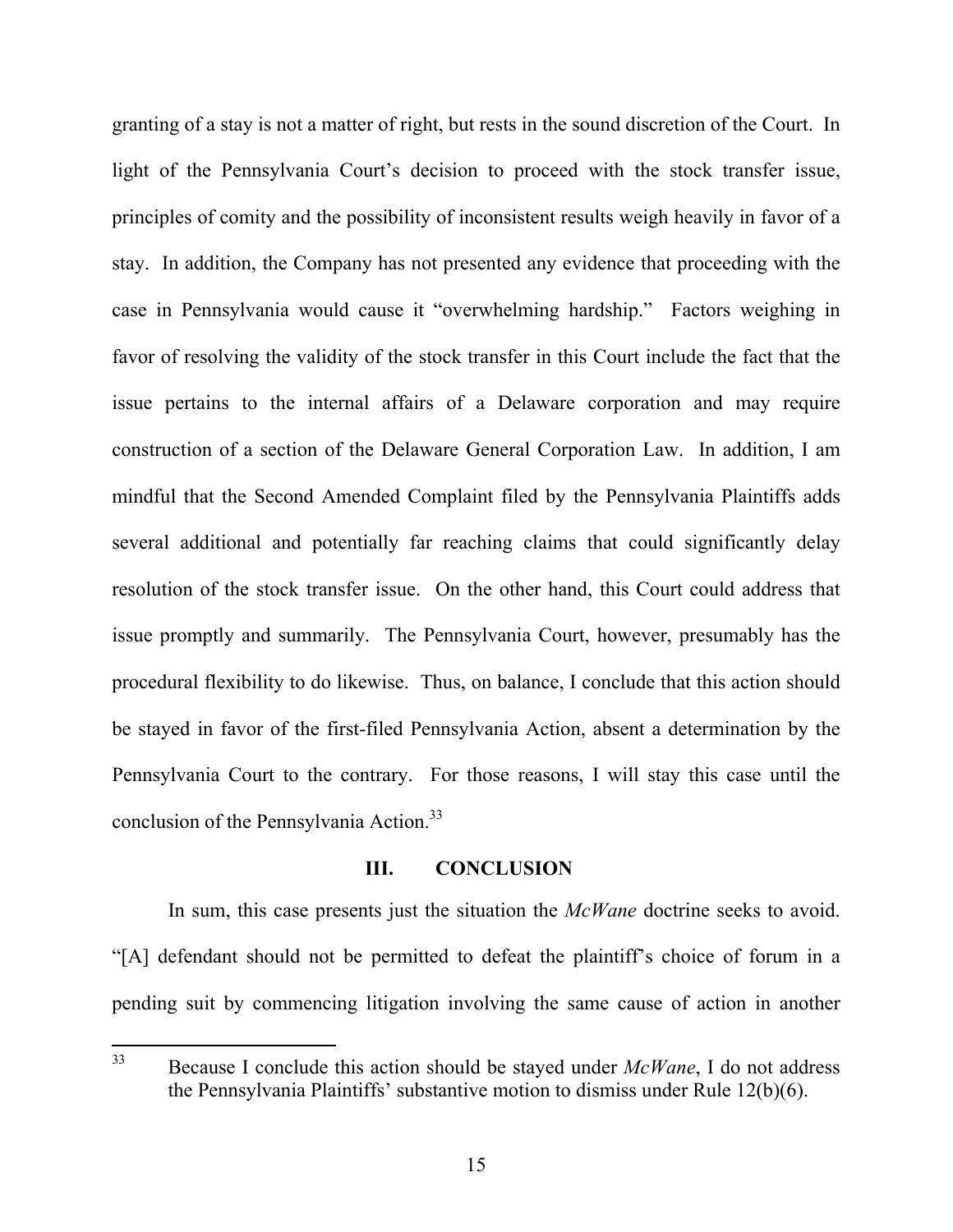granting of a stay is not a matter of right, but rests in the sound discretion of the Court. In light of the Pennsylvania Court's decision to proceed with the stock transfer issue, principles of comity and the possibility of inconsistent results weigh heavily in favor of a stay. In addition, the Company has not presented any evidence that proceeding with the case in Pennsylvania would cause it "overwhelming hardship." Factors weighing in favor of resolving the validity of the stock transfer in this Court include the fact that the issue pertains to the internal affairs of a Delaware corporation and may require construction of a section of the Delaware General Corporation Law. In addition, I am mindful that the Second Amended Complaint filed by the Pennsylvania Plaintiffs adds several additional and potentially far reaching claims that could significantly delay resolution of the stock transfer issue. On the other hand, this Court could address that issue promptly and summarily. The Pennsylvania Court, however, presumably has the procedural flexibility to do likewise. Thus, on balance, I conclude that this action should be stayed in favor of the first-filed Pennsylvania Action, absent a determination by the Pennsylvania Court to the contrary. For those reasons, I will stay this case until the conclusion of the Pennsylvania Action.[33]

## III. CONCLUSION

In sum, this case presents just the situation the *McWane* doctrine seeks to avoid. "[A] defendant should not be permitted to defeat the plaintiff's choice of forum in a pending suit by commencing litigation involving the same cause of action in another

---

[33] Because I conclude this action should be stayed under *McWane*, I do not address the Pennsylvania Plaintiffs' substantive motion to dismiss under Rule 12(b)(6).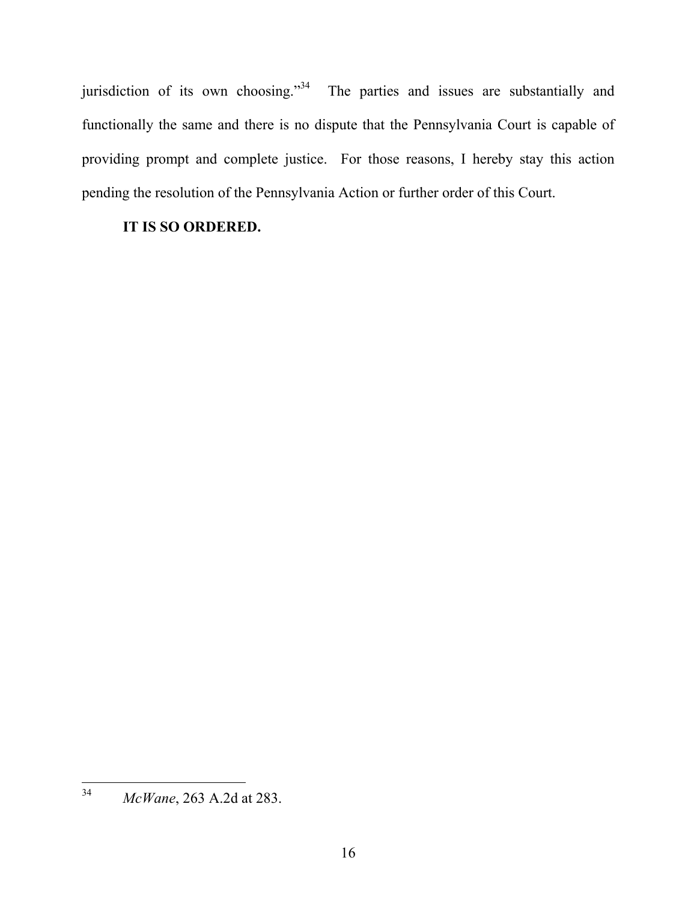jurisdiction of its own choosing."[34] The parties and issues are substantially and functionally the same and there is no dispute that the Pennsylvania Court is capable of providing prompt and complete justice. For those reasons, I hereby stay this action pending the resolution of the Pennsylvania Action or further order of this Court.

**IT IS SO ORDERED.**

---

[34] *McWane*, 263 A.2d at 283.